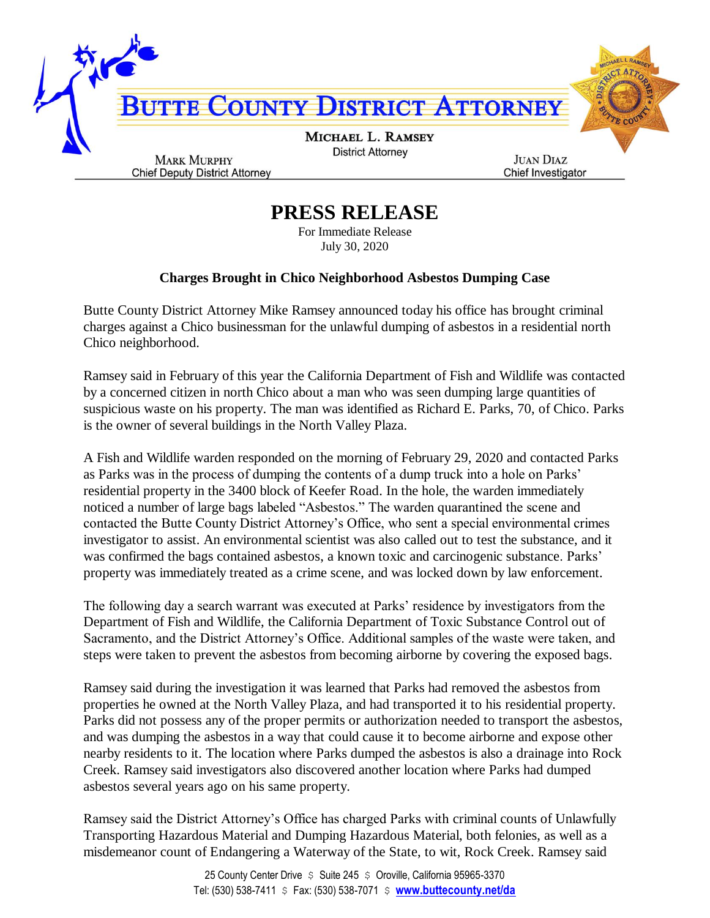# BUTTE COUNTY DISTRICT ATTORNEY

**MICHAEL L. RAMSEY**
District Attorney

**MARK MURPHY**
Chief Deputy District Attorney

**JUAN DIAZ**
Chief Investigator

# PRESS RELEASE

For Immediate Release
July 30, 2020

### Charges Brought in Chico Neighborhood Asbestos Dumping Case

Butte County District Attorney Mike Ramsey announced today his office has brought criminal charges against a Chico businessman for the unlawful dumping of asbestos in a residential north Chico neighborhood.

Ramsey said in February of this year the California Department of Fish and Wildlife was contacted by a concerned citizen in north Chico about a man who was seen dumping large quantities of suspicious waste on his property. The man was identified as Richard E. Parks, 70, of Chico. Parks is the owner of several buildings in the North Valley Plaza.

A Fish and Wildlife warden responded on the morning of February 29, 2020 and contacted Parks as Parks was in the process of dumping the contents of a dump truck into a hole on Parks' residential property in the 3400 block of Keefer Road. In the hole, the warden immediately noticed a number of large bags labeled "Asbestos." The warden quarantined the scene and contacted the Butte County District Attorney's Office, who sent a special environmental crimes investigator to assist. An environmental scientist was also called out to test the substance, and it was confirmed the bags contained asbestos, a known toxic and carcinogenic substance. Parks' property was immediately treated as a crime scene, and was locked down by law enforcement.

The following day a search warrant was executed at Parks' residence by investigators from the Department of Fish and Wildlife, the California Department of Toxic Substance Control out of Sacramento, and the District Attorney's Office. Additional samples of the waste were taken, and steps were taken to prevent the asbestos from becoming airborne by covering the exposed bags.

Ramsey said during the investigation it was learned that Parks had removed the asbestos from properties he owned at the North Valley Plaza, and had transported it to his residential property. Parks did not possess any of the proper permits or authorization needed to transport the asbestos, and was dumping the asbestos in a way that could cause it to become airborne and expose other nearby residents to it. The location where Parks dumped the asbestos is also a drainage into Rock Creek. Ramsey said investigators also discovered another location where Parks had dumped asbestos several years ago on his same property.

Ramsey said the District Attorney's Office has charged Parks with criminal counts of Unlawfully Transporting Hazardous Material and Dumping Hazardous Material, both felonies, as well as a misdemeanor count of Endangering a Waterway of the State, to wit, Rock Creek. Ramsey said

25 County Center Drive $ Suite 245 $ Oroville, California 95965-3370
Tel: (530) 538-7411 $ Fax: (530) 538-7071 $ **www.buttecounty.net/da**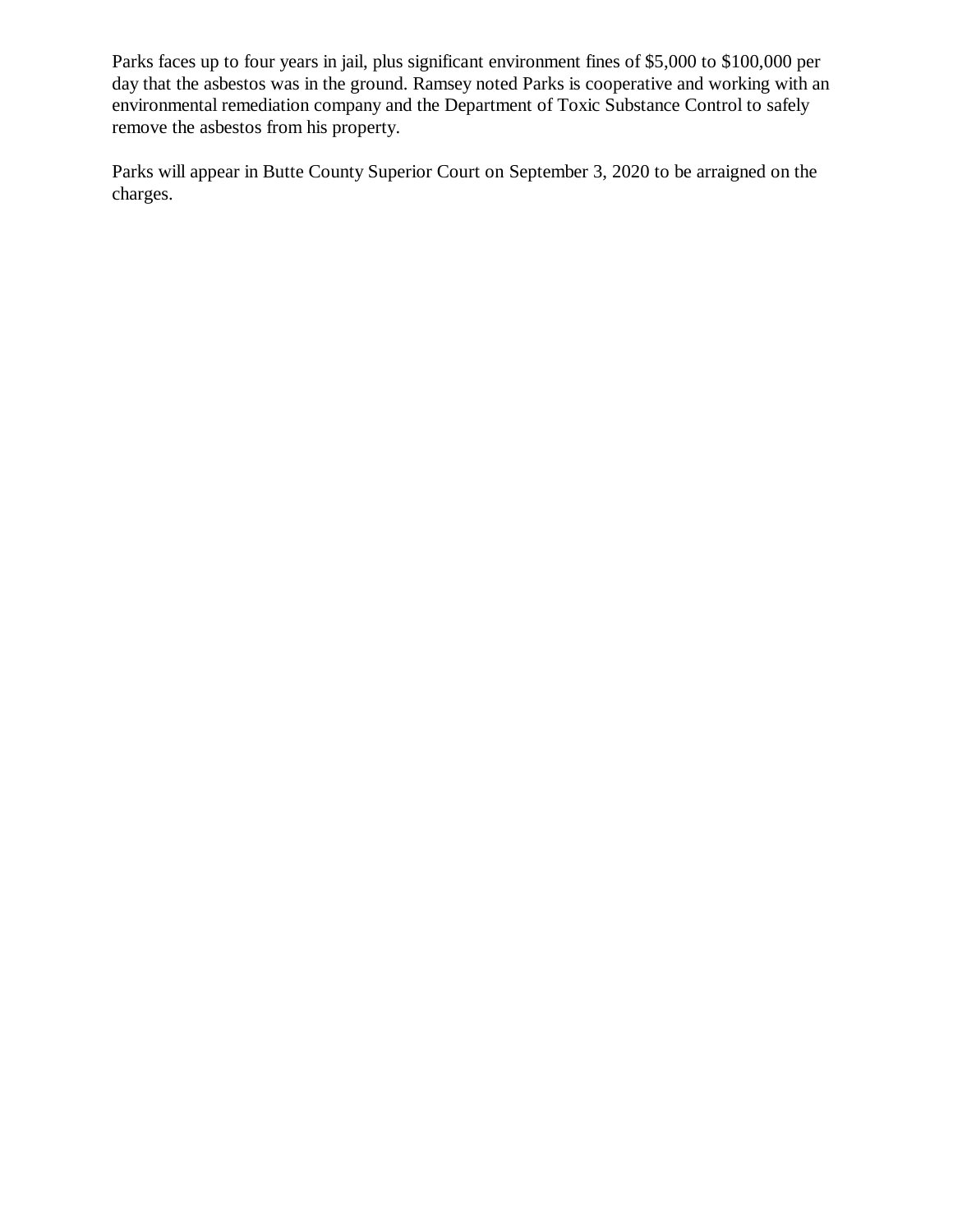Parks faces up to four years in jail, plus significant environment fines of $5,000 to $100,000 per day that the asbestos was in the ground. Ramsey noted Parks is cooperative and working with an environmental remediation company and the Department of Toxic Substance Control to safely remove the asbestos from his property.

Parks will appear in Butte County Superior Court on September 3, 2020 to be arraigned on the charges.